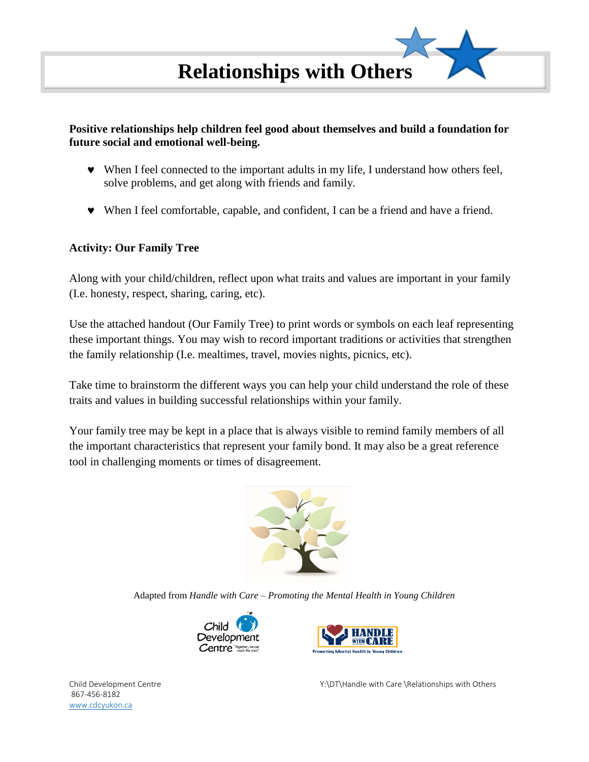# Relationships with Others

**Positive relationships help children feel good about themselves and build a foundation for future social and emotional well-being.**

- When I feel connected to the important adults in my life, I understand how others feel, solve problems, and get along with friends and family.
- When I feel comfortable, capable, and confident, I can be a friend and have a friend.

**Activity: Our Family Tree**

Along with your child/children, reflect upon what traits and values are important in your family (I.e. honesty, respect, sharing, caring, etc).

Use the attached handout (Our Family Tree) to print words or symbols on each leaf representing these important things. You may wish to record important traditions or activities that strengthen the family relationship (I.e. mealtimes, travel, movies nights, picnics, etc).

Take time to brainstorm the different ways you can help your child understand the role of these traits and values in building successful relationships within your family.

Your family tree may be kept in a place that is always visible to remind family members of all the important characteristics that represent your family bond. It may also be a great reference tool in challenging moments or times of disagreement.

Adapted from *Handle with Care – Promoting the Mental Health in Young Children*

Child Development Centre
867-456-8182
www.cdcyukon.ca

Y:\DT\Handle with Care \Relationships with Others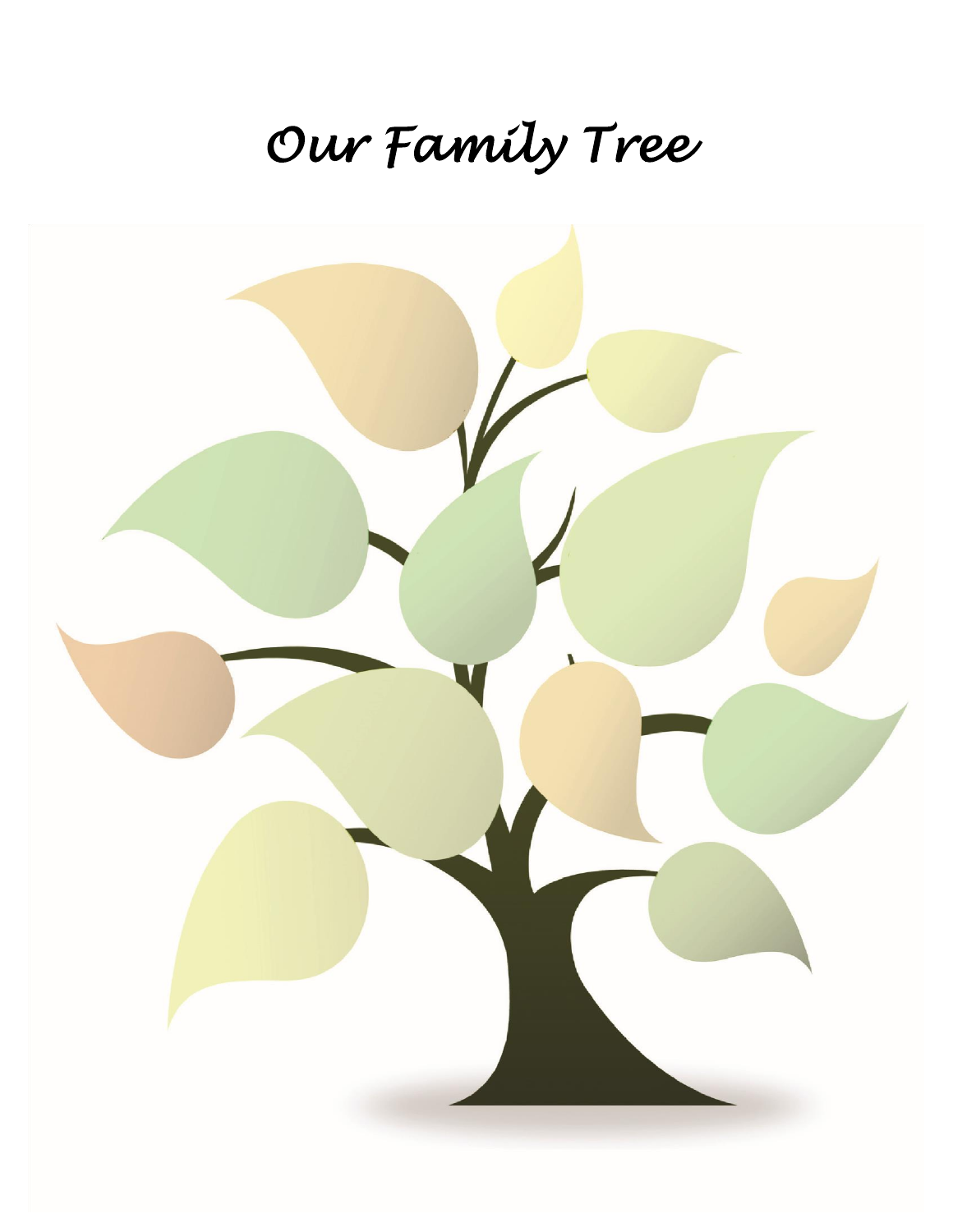# *Our Family Tree*